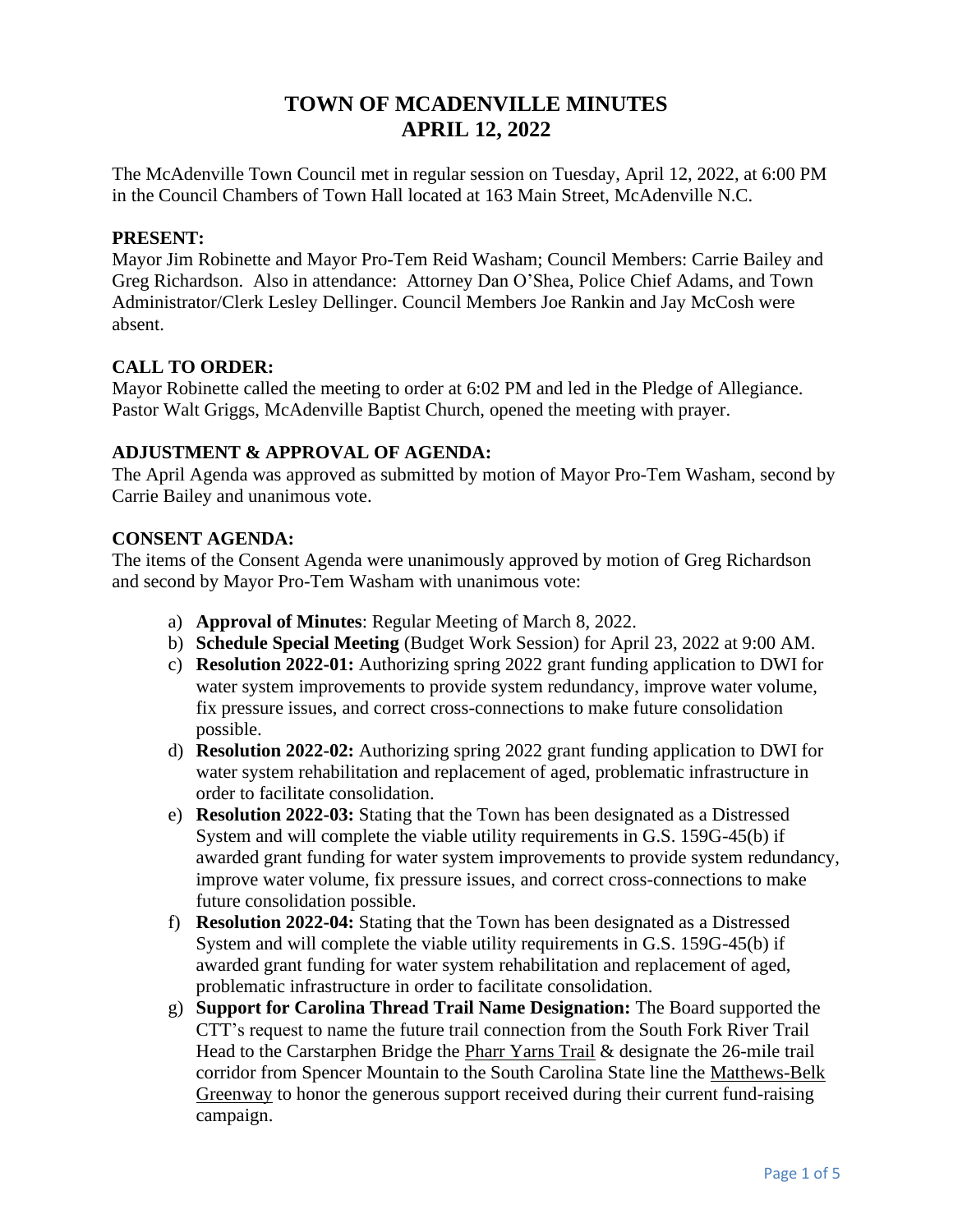# TOWN OF MCADENVILLE MINUTES
# APRIL 12, 2022

The McAdenville Town Council met in regular session on Tuesday, April 12, 2022, at 6:00 PM in the Council Chambers of Town Hall located at 163 Main Street, McAdenville N.C.

**PRESENT:**
Mayor Jim Robinette and Mayor Pro-Tem Reid Washam; Council Members: Carrie Bailey and Greg Richardson. Also in attendance: Attorney Dan O'Shea, Police Chief Adams, and Town Administrator/Clerk Lesley Dellinger. Council Members Joe Rankin and Jay McCosh were absent.

**CALL TO ORDER:**
Mayor Robinette called the meeting to order at 6:02 PM and led in the Pledge of Allegiance. Pastor Walt Griggs, McAdenville Baptist Church, opened the meeting with prayer.

**ADJUSTMENT & APPROVAL OF AGENDA:**
The April Agenda was approved as submitted by motion of Mayor Pro-Tem Washam, second by Carrie Bailey and unanimous vote.

**CONSENT AGENDA:**
The items of the Consent Agenda were unanimously approved by motion of Greg Richardson and second by Mayor Pro-Tem Washam with unanimous vote:

a) **Approval of Minutes**: Regular Meeting of March 8, 2022.
b) **Schedule Special Meeting** (Budget Work Session) for April 23, 2022 at 9:00 AM.
c) **Resolution 2022-01:** Authorizing spring 2022 grant funding application to DWI for water system improvements to provide system redundancy, improve water volume, fix pressure issues, and correct cross-connections to make future consolidation possible.
d) **Resolution 2022-02:** Authorizing spring 2022 grant funding application to DWI for water system rehabilitation and replacement of aged, problematic infrastructure in order to facilitate consolidation.
e) **Resolution 2022-03:** Stating that the Town has been designated as a Distressed System and will complete the viable utility requirements in G.S. 159G-45(b) if awarded grant funding for water system improvements to provide system redundancy, improve water volume, fix pressure issues, and correct cross-connections to make future consolidation possible.
f) **Resolution 2022-04:** Stating that the Town has been designated as a Distressed System and will complete the viable utility requirements in G.S. 159G-45(b) if awarded grant funding for water system rehabilitation and replacement of aged, problematic infrastructure in order to facilitate consolidation.
g) **Support for Carolina Thread Trail Name Designation:** The Board supported the CTT's request to name the future trail connection from the South Fork River Trail Head to the Carstarphen Bridge the Pharr Yarns Trail & designate the 26-mile trail corridor from Spencer Mountain to the South Carolina State line the Matthews-Belk Greenway to honor the generous support received during their current fund-raising campaign.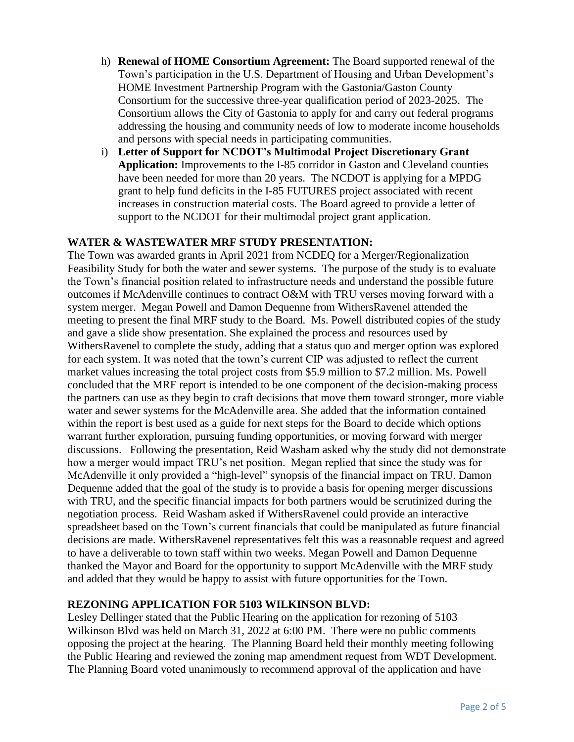h) **Renewal of HOME Consortium Agreement:** The Board supported renewal of the Town's participation in the U.S. Department of Housing and Urban Development's HOME Investment Partnership Program with the Gastonia/Gaston County Consortium for the successive three-year qualification period of 2023-2025. The Consortium allows the City of Gastonia to apply for and carry out federal programs addressing the housing and community needs of low to moderate income households and persons with special needs in participating communities.

i) **Letter of Support for NCDOT's Multimodal Project Discretionary Grant Application:** Improvements to the I-85 corridor in Gaston and Cleveland counties have been needed for more than 20 years. The NCDOT is applying for a MPDG grant to help fund deficits in the I-85 FUTURES project associated with recent increases in construction material costs. The Board agreed to provide a letter of support to the NCDOT for their multimodal project grant application.

**WATER & WASTEWATER MRF STUDY PRESENTATION:**

The Town was awarded grants in April 2021 from NCDEQ for a Merger/Regionalization Feasibility Study for both the water and sewer systems. The purpose of the study is to evaluate the Town's financial position related to infrastructure needs and understand the possible future outcomes if McAdenville continues to contract O&M with TRU verses moving forward with a system merger. Megan Powell and Damon Dequenne from WithersRavenel attended the meeting to present the final MRF study to the Board. Ms. Powell distributed copies of the study and gave a slide show presentation. She explained the process and resources used by WithersRavenel to complete the study, adding that a status quo and merger option was explored for each system. It was noted that the town's current CIP was adjusted to reflect the current market values increasing the total project costs from $5.9 million to $7.2 million. Ms. Powell concluded that the MRF report is intended to be one component of the decision-making process the partners can use as they begin to craft decisions that move them toward stronger, more viable water and sewer systems for the McAdenville area. She added that the information contained within the report is best used as a guide for next steps for the Board to decide which options warrant further exploration, pursuing funding opportunities, or moving forward with merger discussions. Following the presentation, Reid Washam asked why the study did not demonstrate how a merger would impact TRU's net position. Megan replied that since the study was for McAdenville it only provided a "high-level" synopsis of the financial impact on TRU. Damon Dequenne added that the goal of the study is to provide a basis for opening merger discussions with TRU, and the specific financial impacts for both partners would be scrutinized during the negotiation process. Reid Washam asked if WithersRavenel could provide an interactive spreadsheet based on the Town's current financials that could be manipulated as future financial decisions are made. WithersRavenel representatives felt this was a reasonable request and agreed to have a deliverable to town staff within two weeks. Megan Powell and Damon Dequenne thanked the Mayor and Board for the opportunity to support McAdenville with the MRF study and added that they would be happy to assist with future opportunities for the Town.

**REZONING APPLICATION FOR 5103 WILKINSON BLVD:**

Lesley Dellinger stated that the Public Hearing on the application for rezoning of 5103 Wilkinson Blvd was held on March 31, 2022 at 6:00 PM. There were no public comments opposing the project at the hearing. The Planning Board held their monthly meeting following the Public Hearing and reviewed the zoning map amendment request from WDT Development. The Planning Board voted unanimously to recommend approval of the application and have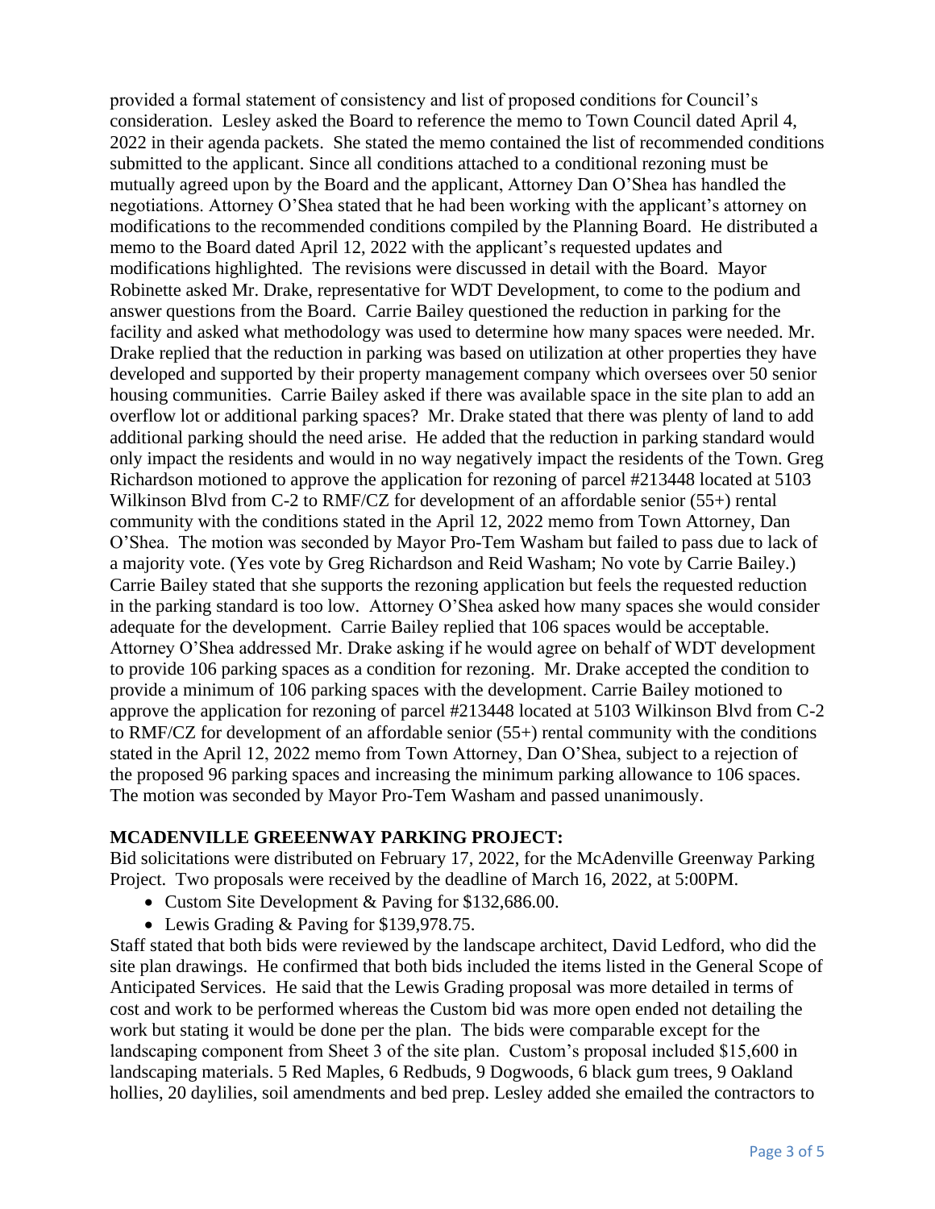provided a formal statement of consistency and list of proposed conditions for Council's consideration. Lesley asked the Board to reference the memo to Town Council dated April 4, 2022 in their agenda packets. She stated the memo contained the list of recommended conditions submitted to the applicant. Since all conditions attached to a conditional rezoning must be mutually agreed upon by the Board and the applicant, Attorney Dan O'Shea has handled the negotiations. Attorney O'Shea stated that he had been working with the applicant's attorney on modifications to the recommended conditions compiled by the Planning Board. He distributed a memo to the Board dated April 12, 2022 with the applicant's requested updates and modifications highlighted. The revisions were discussed in detail with the Board. Mayor Robinette asked Mr. Drake, representative for WDT Development, to come to the podium and answer questions from the Board. Carrie Bailey questioned the reduction in parking for the facility and asked what methodology was used to determine how many spaces were needed. Mr. Drake replied that the reduction in parking was based on utilization at other properties they have developed and supported by their property management company which oversees over 50 senior housing communities. Carrie Bailey asked if there was available space in the site plan to add an overflow lot or additional parking spaces? Mr. Drake stated that there was plenty of land to add additional parking should the need arise. He added that the reduction in parking standard would only impact the residents and would in no way negatively impact the residents of the Town. Greg Richardson motioned to approve the application for rezoning of parcel #213448 located at 5103 Wilkinson Blvd from C-2 to RMF/CZ for development of an affordable senior (55+) rental community with the conditions stated in the April 12, 2022 memo from Town Attorney, Dan O'Shea. The motion was seconded by Mayor Pro-Tem Washam but failed to pass due to lack of a majority vote. (Yes vote by Greg Richardson and Reid Washam; No vote by Carrie Bailey.) Carrie Bailey stated that she supports the rezoning application but feels the requested reduction in the parking standard is too low. Attorney O'Shea asked how many spaces she would consider adequate for the development. Carrie Bailey replied that 106 spaces would be acceptable. Attorney O'Shea addressed Mr. Drake asking if he would agree on behalf of WDT development to provide 106 parking spaces as a condition for rezoning. Mr. Drake accepted the condition to provide a minimum of 106 parking spaces with the development. Carrie Bailey motioned to approve the application for rezoning of parcel #213448 located at 5103 Wilkinson Blvd from C-2 to RMF/CZ for development of an affordable senior (55+) rental community with the conditions stated in the April 12, 2022 memo from Town Attorney, Dan O'Shea, subject to a rejection of the proposed 96 parking spaces and increasing the minimum parking allowance to 106 spaces. The motion was seconded by Mayor Pro-Tem Washam and passed unanimously.

**MCADENVILLE GREEENWAY PARKING PROJECT:**

Bid solicitations were distributed on February 17, 2022, for the McAdenville Greenway Parking Project. Two proposals were received by the deadline of March 16, 2022, at 5:00PM.

- Custom Site Development & Paving for $132,686.00.
- Lewis Grading & Paving for $139,978.75.

Staff stated that both bids were reviewed by the landscape architect, David Ledford, who did the site plan drawings. He confirmed that both bids included the items listed in the General Scope of Anticipated Services. He said that the Lewis Grading proposal was more detailed in terms of cost and work to be performed whereas the Custom bid was more open ended not detailing the work but stating it would be done per the plan. The bids were comparable except for the landscaping component from Sheet 3 of the site plan. Custom's proposal included $15,600 in landscaping materials. 5 Red Maples, 6 Redbuds, 9 Dogwoods, 6 black gum trees, 9 Oakland hollies, 20 daylilies, soil amendments and bed prep. Lesley added she emailed the contractors to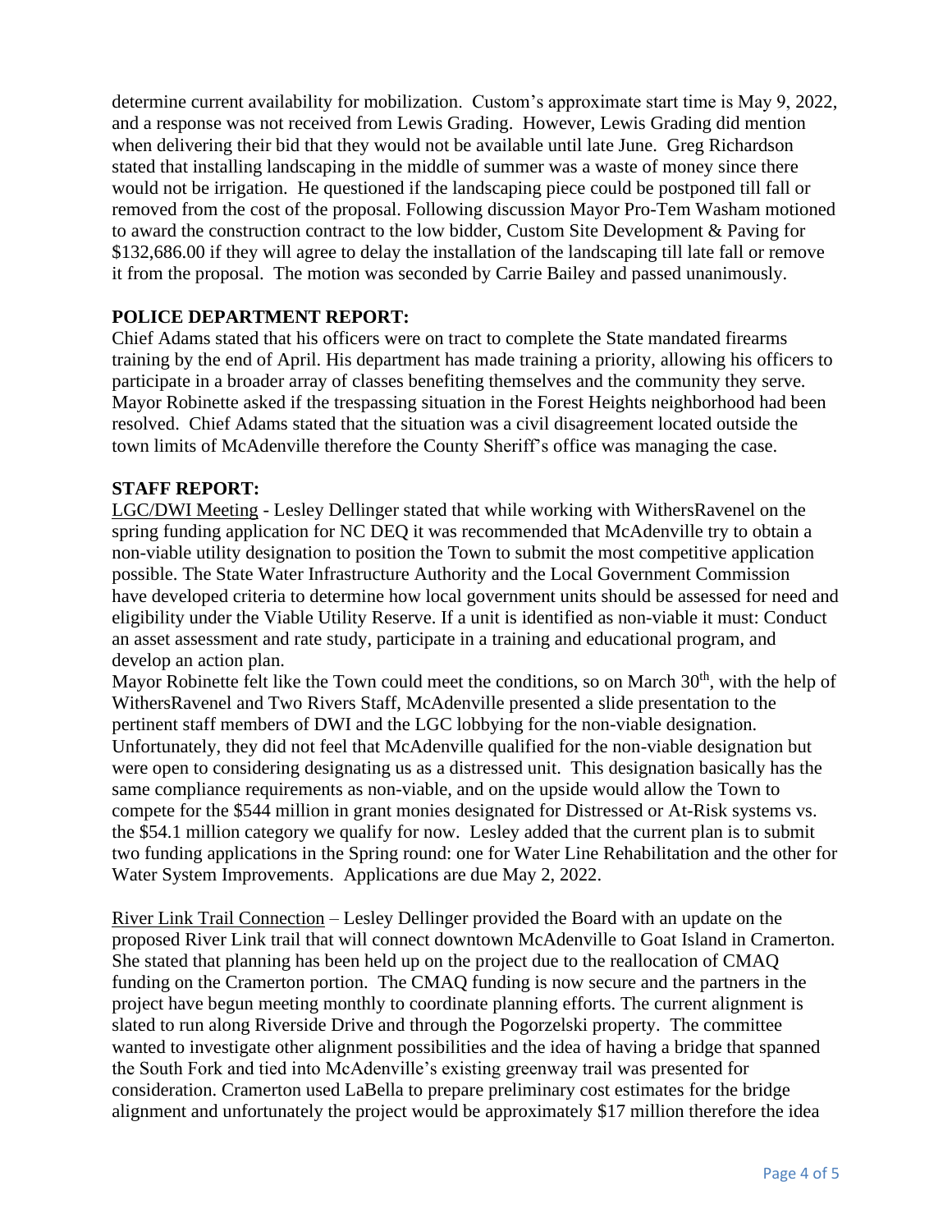determine current availability for mobilization. Custom's approximate start time is May 9, 2022, and a response was not received from Lewis Grading. However, Lewis Grading did mention when delivering their bid that they would not be available until late June. Greg Richardson stated that installing landscaping in the middle of summer was a waste of money since there would not be irrigation. He questioned if the landscaping piece could be postponed till fall or removed from the cost of the proposal. Following discussion Mayor Pro-Tem Washam motioned to award the construction contract to the low bidder, Custom Site Development & Paving for $132,686.00 if they will agree to delay the installation of the landscaping till late fall or remove it from the proposal. The motion was seconded by Carrie Bailey and passed unanimously.

**POLICE DEPARTMENT REPORT:**

Chief Adams stated that his officers were on tract to complete the State mandated firearms training by the end of April. His department has made training a priority, allowing his officers to participate in a broader array of classes benefiting themselves and the community they serve. Mayor Robinette asked if the trespassing situation in the Forest Heights neighborhood had been resolved. Chief Adams stated that the situation was a civil disagreement located outside the town limits of McAdenville therefore the County Sheriff's office was managing the case.

**STAFF REPORT:**

LGC/DWI Meeting - Lesley Dellinger stated that while working with WithersRavenel on the spring funding application for NC DEQ it was recommended that McAdenville try to obtain a non-viable utility designation to position the Town to submit the most competitive application possible. The State Water Infrastructure Authority and the Local Government Commission have developed criteria to determine how local government units should be assessed for need and eligibility under the Viable Utility Reserve. If a unit is identified as non-viable it must: Conduct an asset assessment and rate study, participate in a training and educational program, and develop an action plan.

Mayor Robinette felt like the Town could meet the conditions, so on March 30th, with the help of WithersRavenel and Two Rivers Staff, McAdenville presented a slide presentation to the pertinent staff members of DWI and the LGC lobbying for the non-viable designation. Unfortunately, they did not feel that McAdenville qualified for the non-viable designation but were open to considering designating us as a distressed unit. This designation basically has the same compliance requirements as non-viable, and on the upside would allow the Town to compete for the $544 million in grant monies designated for Distressed or At-Risk systems vs. the $54.1 million category we qualify for now. Lesley added that the current plan is to submit two funding applications in the Spring round: one for Water Line Rehabilitation and the other for Water System Improvements. Applications are due May 2, 2022.

River Link Trail Connection – Lesley Dellinger provided the Board with an update on the proposed River Link trail that will connect downtown McAdenville to Goat Island in Cramerton. She stated that planning has been held up on the project due to the reallocation of CMAQ funding on the Cramerton portion. The CMAQ funding is now secure and the partners in the project have begun meeting monthly to coordinate planning efforts. The current alignment is slated to run along Riverside Drive and through the Pogorzelski property. The committee wanted to investigate other alignment possibilities and the idea of having a bridge that spanned the South Fork and tied into McAdenville's existing greenway trail was presented for consideration. Cramerton used LaBella to prepare preliminary cost estimates for the bridge alignment and unfortunately the project would be approximately $17 million therefore the idea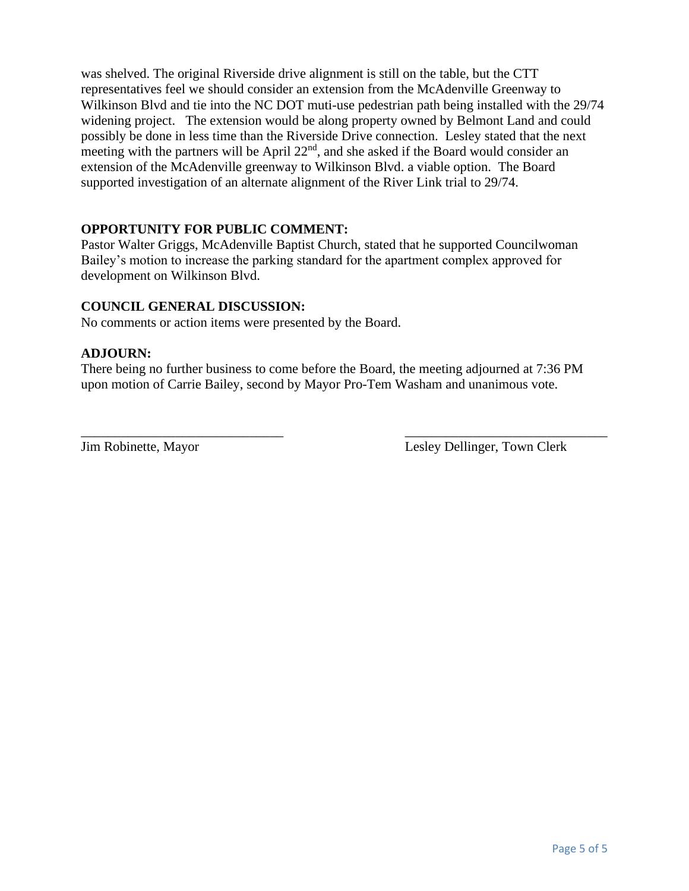was shelved. The original Riverside drive alignment is still on the table, but the CTT representatives feel we should consider an extension from the McAdenville Greenway to Wilkinson Blvd and tie into the NC DOT muti-use pedestrian path being installed with the 29/74 widening project. The extension would be along property owned by Belmont Land and could possibly be done in less time than the Riverside Drive connection. Lesley stated that the next meeting with the partners will be April 22nd, and she asked if the Board would consider an extension of the McAdenville greenway to Wilkinson Blvd. a viable option. The Board supported investigation of an alternate alignment of the River Link trial to 29/74.

**OPPORTUNITY FOR PUBLIC COMMENT:**
Pastor Walter Griggs, McAdenville Baptist Church, stated that he supported Councilwoman Bailey's motion to increase the parking standard for the apartment complex approved for development on Wilkinson Blvd.

**COUNCIL GENERAL DISCUSSION:**
No comments or action items were presented by the Board.

**ADJOURN:**
There being no further business to come before the Board, the meeting adjourned at 7:36 PM upon motion of Carrie Bailey, second by Mayor Pro-Tem Washam and unanimous vote.

______________________________ ______________________________
Jim Robinette, Mayor Lesley Dellinger, Town Clerk